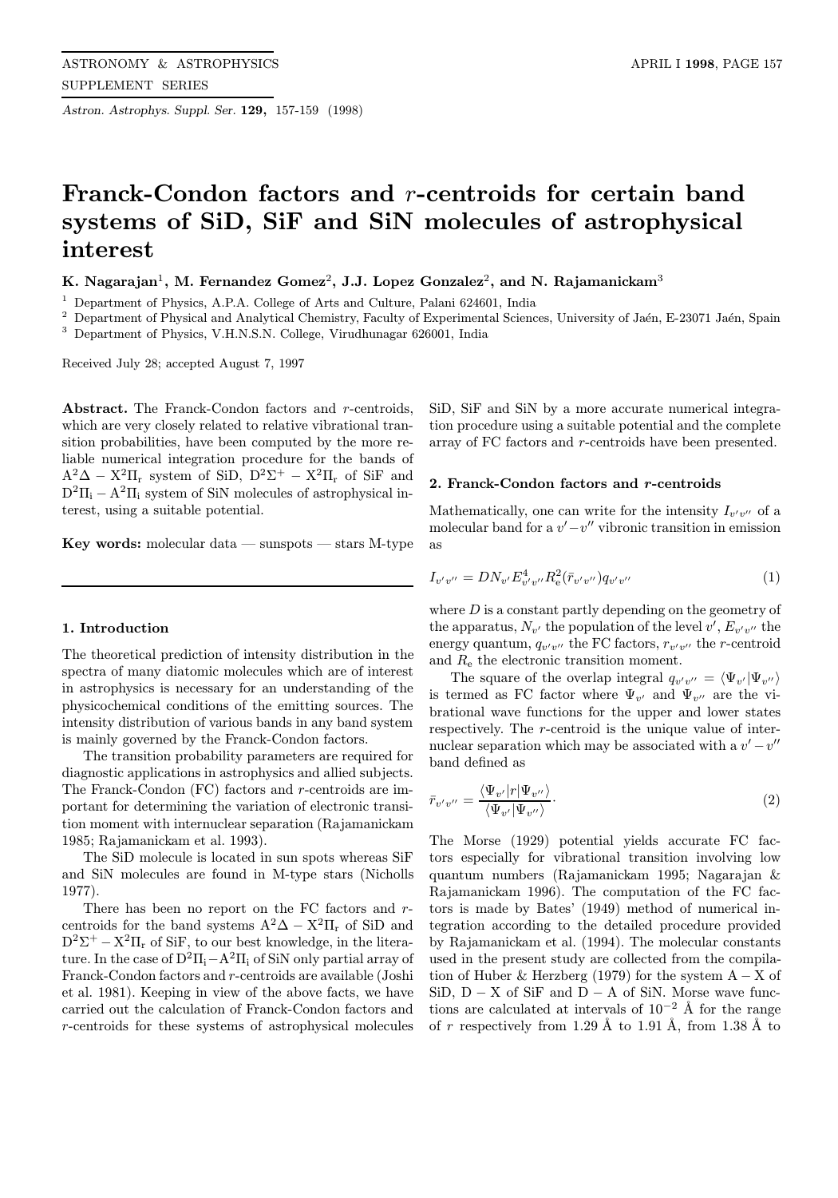# Franck-Condon factors and *r*-centroids for certain band systems of SiD, SiF and SiN molecules of astrophysical interest

**K. Nagarajan**[1], **M. Fernandez Gomez**[2], **J.J. Lopez Gonzalez**[2], **and N. Rajamanickam**[3]

[1] Department of Physics, A.P.A. College of Arts and Culture, Palani 624601, India
[2] Department of Physical and Analytical Chemistry, Faculty of Experimental Sciences, University of Jaén, E-23071 Jaén, Spain
[3] Department of Physics, V.H.N.S.N. College, Virudhunagar 626001, India

Received July 28; accepted August 7, 1997

**Abstract.** The Franck-Condon factors and *r*-centroids, which are very closely related to relative vibrational transition probabilities, have been computed by the more reliable numerical integration procedure for the bands of $A^2\Delta - X^2\Pi_r$ system of SiD, $D^2\Sigma^+ - X^2\Pi_r$ of SiF and $D^2\Pi_i - A^2\Pi_i$ system of SiN molecules of astrophysical interest, using a suitable potential.

**Key words:** molecular data — sunspots — stars M-type

## 1. Introduction

The theoretical prediction of intensity distribution in the spectra of many diatomic molecules which are of interest in astrophysics is necessary for an understanding of the physicochemical conditions of the emitting sources. The intensity distribution of various bands in any band system is mainly governed by the Franck-Condon factors.

The transition probability parameters are required for diagnostic applications in astrophysics and allied subjects. The Franck-Condon (FC) factors and *r*-centroids are important for determining the variation of electronic transition moment with internuclear separation (Rajamanickam 1985; Rajamanickam et al. 1993).

The SiD molecule is located in sun spots whereas SiF and SiN molecules are found in M-type stars (Nicholls 1977).

There has been no report on the FC factors and *r*-centroids for the band systems $A^2\Delta - X^2\Pi_r$ of SiD and $D^2\Sigma^+ - X^2\Pi_r$ of SiF, to our best knowledge, in the literature. In the case of $D^2\Pi_i - A^2\Pi_i$ of SiN only partial array of Franck-Condon factors and *r*-centroids are available (Joshi et al. 1981). Keeping in view of the above facts, we have carried out the calculation of Franck-Condon factors and *r*-centroids for these systems of astrophysical molecules SiD, SiF and SiN by a more accurate numerical integration procedure using a suitable potential and the complete array of FC factors and *r*-centroids have been presented.

## 2. Franck-Condon factors and *r*-centroids

Mathematically, one can write for the intensity $I_{v'v''}$ of a molecular band for a $v' - v''$ vibronic transition in emission as

$$I_{v'v''} = DN_{v'}E^4_{v'v''}R^2_{\rm e}(\bar{r}_{v'v''})q_{v'v''} \tag{1}$$

where $D$ is a constant partly depending on the geometry of the apparatus, $N_{v'}$ the population of the level $v'$, $E_{v'v''}$ the energy quantum, $q_{v'v''}$ the FC factors, $r_{v'v''}$ the *r*-centroid and $R_{\rm e}$ the electronic transition moment.

The square of the overlap integral $q_{v'v''} = \langle \Psi_{v'} | \Psi_{v''} \rangle$ is termed as FC factor where $\Psi_{v'}$ and $\Psi_{v''}$ are the vibrational wave functions for the upper and lower states respectively. The *r*-centroid is the unique value of internuclear separation which may be associated with a $v' - v''$ band defined as

$$\bar{r}_{v'v''} = \frac{\langle \Psi_{v'} | r | \Psi_{v''} \rangle}{\langle \Psi_{v'} | \Psi_{v''} \rangle}. \tag{2}$$

The Morse (1929) potential yields accurate FC factors especially for vibrational transition involving low quantum numbers (Rajamanickam 1995; Nagarajan & Rajamanickam 1996). The computation of the FC factors is made by Bates' (1949) method of numerical integration according to the detailed procedure provided by Rajamanickam et al. (1994). The molecular constants used in the present study are collected from the compilation of Huber & Herzberg (1979) for the system A − X of SiD, D − X of SiF and D − A of SiN. Morse wave functions are calculated at intervals of $10^{-2}$ Å for the range of $r$ respectively from 1.29 Å to 1.91 Å, from 1.38 Å to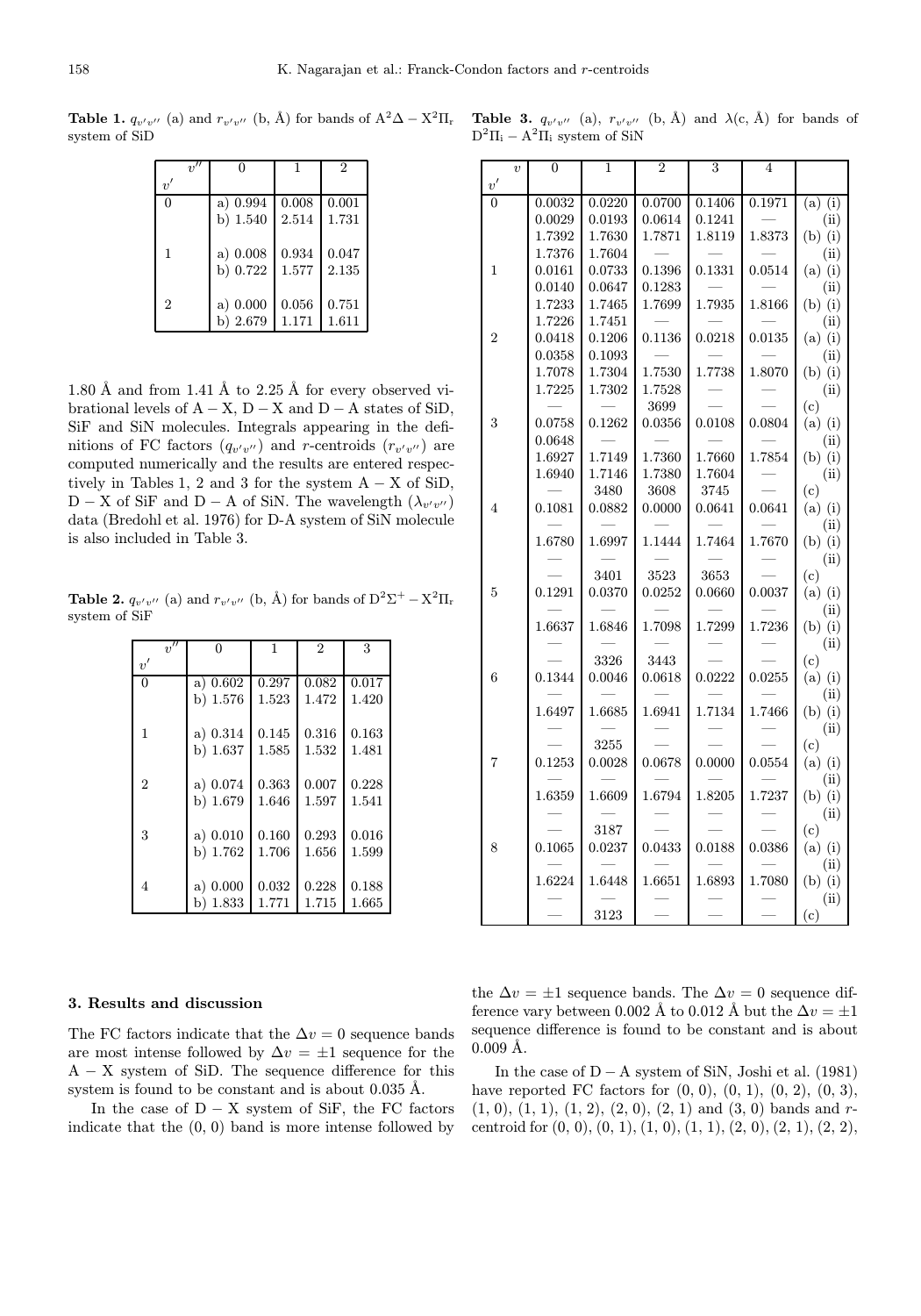**Table 1.** $q_{v'v''}$ (a) and $r_{v'v''}$ (b, Å) for bands of $A^2\Delta - X^2\Pi_r$ system of SiD

| $v'$ \ $v''$ | 0 | 1 | 2 |
|---|---|---|---|
| 0 | a) 0.994 | 0.008 | 0.001 |
| | b) 1.540 | 2.514 | 1.731 |
| 1 | a) 0.008 | 0.934 | 0.047 |
| | b) 0.722 | 1.577 | 2.135 |
| 2 | a) 0.000 | 0.056 | 0.751 |
| | b) 2.679 | 1.171 | 1.611 |

1.80 Å and from 1.41 Å to 2.25 Å for every observed vibrational levels of A − X, D − X and D − A states of SiD, SiF and SiN molecules. Integrals appearing in the definitions of FC factors ($q_{v'v''}$) and $r$-centroids ($r_{v'v''}$) are computed numerically and the results are entered respectively in Tables 1, 2 and 3 for the system A − X of SiD, D − X of SiF and D − A of SiN. The wavelength ($\lambda_{v'v''}$) data (Bredohl et al. 1976) for D-A system of SiN molecule is also included in Table 3.

**Table 2.** $q_{v'v''}$ (a) and $r_{v'v''}$ (b, Å) for bands of $D^2\Sigma^+ - X^2\Pi_r$ system of SiF

| $v'$ \ $v''$ | 0 | 1 | 2 | 3 |
|---|---|---|---|---|
| 0 | a) 0.602 | 0.297 | 0.082 | 0.017 |
| | b) 1.576 | 1.523 | 1.472 | 1.420 |
| 1 | a) 0.314 | 0.145 | 0.316 | 0.163 |
| | b) 1.637 | 1.585 | 1.532 | 1.481 |
| 2 | a) 0.074 | 0.363 | 0.007 | 0.228 |
| | b) 1.679 | 1.646 | 1.597 | 1.541 |
| 3 | a) 0.010 | 0.160 | 0.293 | 0.016 |
| | b) 1.762 | 1.706 | 1.656 | 1.599 |
| 4 | a) 0.000 | 0.032 | 0.228 | 0.188 |
| | b) 1.833 | 1.771 | 1.715 | 1.665 |

**Table 3.** $q_{v'v''}$ (a), $r_{v'v''}$ (b, Å) and $\lambda$(c, Å) for bands of $D^2\Pi_i - A^2\Pi_i$ system of SiN

| $v'$ \ $v$ | 0 | 1 | 2 | 3 | 4 | |
|---|---|---|---|---|---|---|
| 0 | 0.0032 | 0.0220 | 0.0700 | 0.1406 | 0.1971 | (a) (i) |
| | 0.0029 | 0.0193 | 0.0614 | 0.1241 | — | (ii) |
| | 1.7392 | 1.7630 | 1.7871 | 1.8119 | 1.8373 | (b) (i) |
| | 1.7376 | 1.7604 | — | — | — | (ii) |
| 1 | 0.0161 | 0.0733 | 0.1396 | 0.1331 | 0.0514 | (a) (i) |
| | 0.0140 | 0.0647 | 0.1283 | — | — | (ii) |
| | 1.7233 | 1.7465 | 1.7699 | 1.7935 | 1.8166 | (b) (i) |
| | 1.7226 | 1.7451 | — | — | — | (ii) |
| 2 | 0.0418 | 0.1206 | 0.1136 | 0.0218 | 0.0135 | (a) (i) |
| | 0.0358 | 0.1093 | — | — | — | (ii) |
| | 1.7078 | 1.7304 | 1.7530 | 1.7738 | 1.8070 | (b) (i) |
| | 1.7225 | 1.7302 | 1.7528 | — | — | (ii) |
| | — | — | 3699 | — | — | (c) |
| 3 | 0.0758 | 0.1262 | 0.0356 | 0.0108 | 0.0804 | (a) (i) |
| | 0.0648 | — | — | — | — | (ii) |
| | 1.6927 | 1.7149 | 1.7360 | 1.7660 | 1.7854 | (b) (i) |
| | 1.6940 | 1.7146 | 1.7380 | 1.7604 | — | (ii) |
| | — | 3480 | 3608 | 3745 | — | (c) |
| 4 | 0.1081 | 0.0882 | 0.0000 | 0.0641 | 0.0641 | (a) (i) |
| | — | — | — | — | — | (ii) |
| | 1.6780 | 1.6997 | 1.1444 | 1.7464 | 1.7670 | (b) (i) |
| | — | — | — | — | — | (ii) |
| | — | 3401 | 3523 | 3653 | — | (c) |
| 5 | 0.1291 | 0.0370 | 0.0252 | 0.0660 | 0.0037 | (a) (i) |
| | — | — | — | — | — | (ii) |
| | 1.6637 | 1.6846 | 1.7098 | 1.7299 | 1.7236 | (b) (i) |
| | — | — | — | — | — | (ii) |
| | — | 3326 | 3443 | — | — | (c) |
| 6 | 0.1344 | 0.0046 | 0.0618 | 0.0222 | 0.0255 | (a) (i) |
| | — | — | — | — | — | (ii) |
| | 1.6497 | 1.6685 | 1.6941 | 1.7134 | 1.7466 | (b) (i) |
| | — | — | — | — | — | (ii) |
| | — | 3255 | — | — | — | (c) |
| 7 | 0.1253 | 0.0028 | 0.0678 | 0.0000 | 0.0554 | (a) (i) |
| | — | — | — | — | — | (ii) |
| | 1.6359 | 1.6609 | 1.6794 | 1.8205 | 1.7237 | (b) (i) |
| | — | — | — | — | — | (ii) |
| | — | 3187 | — | — | — | (c) |
| 8 | 0.1065 | 0.0237 | 0.0433 | 0.0188 | 0.0386 | (a) (i) |
| | — | — | — | — | — | (ii) |
| | 1.6224 | 1.6448 | 1.6651 | 1.6893 | 1.7080 | (b) (i) |
| | — | — | — | — | — | (ii) |
| | — | 3123 | — | — | — | (c) |

## 3. Results and discussion

The FC factors indicate that the $\Delta v = 0$ sequence bands are most intense followed by $\Delta v = \pm 1$ sequence for the A − X system of SiD. The sequence difference for this system is found to be constant and is about 0.035 Å.

In the case of D − X system of SiF, the FC factors indicate that the (0, 0) band is more intense followed by the $\Delta v = \pm 1$ sequence bands. The $\Delta v = 0$ sequence difference vary between 0.002 Å to 0.012 Å but the $\Delta v = \pm 1$ sequence difference is found to be constant and is about 0.009 Å.

In the case of D − A system of SiN, Joshi et al. (1981) have reported FC factors for (0, 0), (0, 1), (0, 2), (0, 3), (1, 0), (1, 1), (1, 2), (2, 0), (2, 1) and (3, 0) bands and $r$-centroid for (0, 0), (0, 1), (1, 0), (1, 1), (2, 0), (2, 1), (2, 2),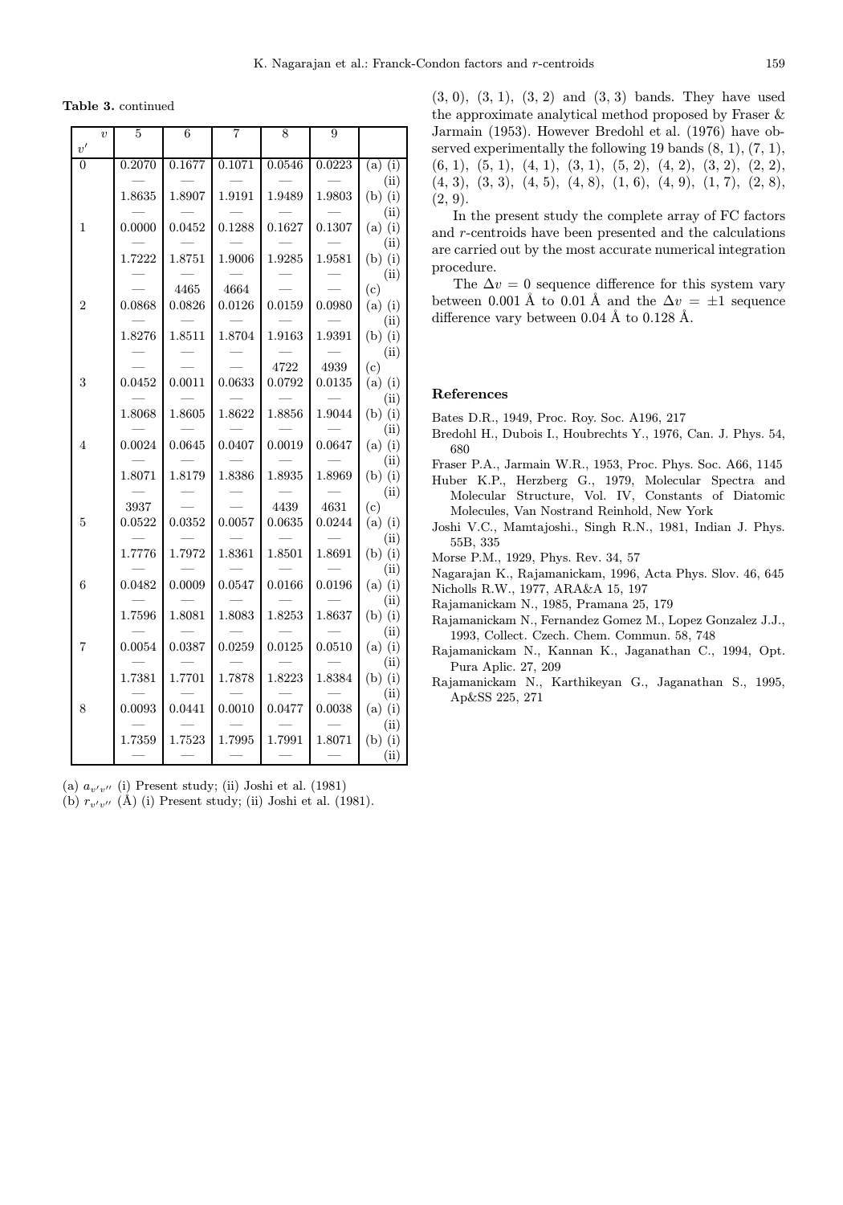**Table 3.** continued

| $v'$ \ $v$ | 5 | 6 | 7 | 8 | 9 | |
|---|---|---|---|---|---|---|
| 0 | 0.2070 | 0.1677 | 0.1071 | 0.0546 | 0.0223 | (a) (i) |
| | — | — | — | — | — | (ii) |
| | 1.8635 | 1.8907 | 1.9191 | 1.9489 | 1.9803 | (b) (i) |
| | — | — | — | — | — | (ii) |
| 1 | 0.0000 | 0.0452 | 0.1288 | 0.1627 | 0.1307 | (a) (i) |
| | — | — | — | — | — | (ii) |
| | 1.7222 | 1.8751 | 1.9006 | 1.9285 | 1.9581 | (b) (i) |
| | — | — | — | — | — | (ii) |
| | — | 4465 | 4664 | — | — | (c) |
| 2 | 0.0868 | 0.0826 | 0.0126 | 0.0159 | 0.0980 | (a) (i) |
| | — | — | — | — | — | (ii) |
| | 1.8276 | 1.8511 | 1.8704 | 1.9163 | 1.9391 | (b) (i) |
| | — | — | — | — | — | (ii) |
| | — | — | — | 4722 | 4939 | (c) |
| 3 | 0.0452 | 0.0011 | 0.0633 | 0.0792 | 0.0135 | (a) (i) |
| | — | — | — | — | — | (ii) |
| | 1.8068 | 1.8605 | 1.8622 | 1.8856 | 1.9044 | (b) (i) |
| | — | — | — | — | — | (ii) |
| 4 | 0.0024 | 0.0645 | 0.0407 | 0.0019 | 0.0647 | (a) (i) |
| | — | — | — | — | — | (ii) |
| | 1.8071 | 1.8179 | 1.8386 | 1.8935 | 1.8969 | (b) (i) |
| | — | — | — | — | — | (ii) |
| | 3937 | — | — | 4439 | 4631 | (c) |
| 5 | 0.0522 | 0.0352 | 0.0057 | 0.0635 | 0.0244 | (a) (i) |
| | — | — | — | — | — | (ii) |
| | 1.7776 | 1.7972 | 1.8361 | 1.8501 | 1.8691 | (b) (i) |
| | — | — | — | — | — | (ii) |
| 6 | 0.0482 | 0.0009 | 0.0547 | 0.0166 | 0.0196 | (a) (i) |
| | — | — | — | — | — | (ii) |
| | 1.7596 | 1.8081 | 1.8083 | 1.8253 | 1.8637 | (b) (i) |
| | — | — | — | — | — | (ii) |
| 7 | 0.0054 | 0.0387 | 0.0259 | 0.0125 | 0.0510 | (a) (i) |
| | — | — | — | — | — | (ii) |
| | 1.7381 | 1.7701 | 1.7878 | 1.8223 | 1.8384 | (b) (i) |
| | — | — | — | — | — | (ii) |
| 8 | 0.0093 | 0.0441 | 0.0010 | 0.0477 | 0.0038 | (a) (i) |
| | — | — | — | — | — | (ii) |
| | 1.7359 | 1.7523 | 1.7995 | 1.7991 | 1.8071 | (b) (i) |
| | — | — | — | — | — | (ii) |

(a) $a_{v'v''}$ (i) Present study; (ii) Joshi et al. (1981)

(b) $r_{v'v''}$ (Å) (i) Present study; (ii) Joshi et al. (1981).

(3, 0), (3, 1), (3, 2) and (3, 3) bands. They have used the approximate analytical method proposed by Fraser & Jarmain (1953). However Bredohl et al. (1976) have observed experimentally the following 19 bands (8, 1), (7, 1), (6, 1), (5, 1), (4, 1), (3, 1), (5, 2), (4, 2), (3, 2), (2, 2), (4, 3), (3, 3), (4, 5), (4, 8), (1, 6), (4, 9), (1, 7), (2, 8), (2, 9).

In the present study the complete array of FC factors and $r$-centroids have been presented and the calculations are carried out by the most accurate numerical integration procedure.

The $\Delta v = 0$ sequence difference for this system vary between 0.001 Å to 0.01 Å and the $\Delta v = \pm 1$ sequence difference vary between 0.04 Å to 0.128 Å.

## References

Bates D.R., 1949, Proc. Roy. Soc. A196, 217

Bredohl H., Dubois I., Houbrechts Y., 1976, Can. J. Phys. 54, 680

Fraser P.A., Jarmain W.R., 1953, Proc. Phys. Soc. A66, 1145

Huber K.P., Herzberg G., 1979, Molecular Spectra and Molecular Structure, Vol. IV, Constants of Diatomic Molecules, Van Nostrand Reinhold, New York

Joshi V.C., Mamtajoshi., Singh R.N., 1981, Indian J. Phys. 55B, 335

Morse P.M., 1929, Phys. Rev. 34, 57

Nagarajan K., Rajamanickam, 1996, Acta Phys. Slov. 46, 645

Nicholls R.W., 1977, ARA&A 15, 197

Rajamanickam N., 1985, Pramana 25, 179

Rajamanickam N., Fernandez Gomez M., Lopez Gonzalez J.J., 1993, Collect. Czech. Chem. Commun. 58, 748

Rajamanickam N., Kannan K., Jaganathan C., 1994, Opt. Pura Aplic. 27, 209

Rajamanickam N., Karthikeyan G., Jaganathan S., 1995, Ap&SS 225, 271